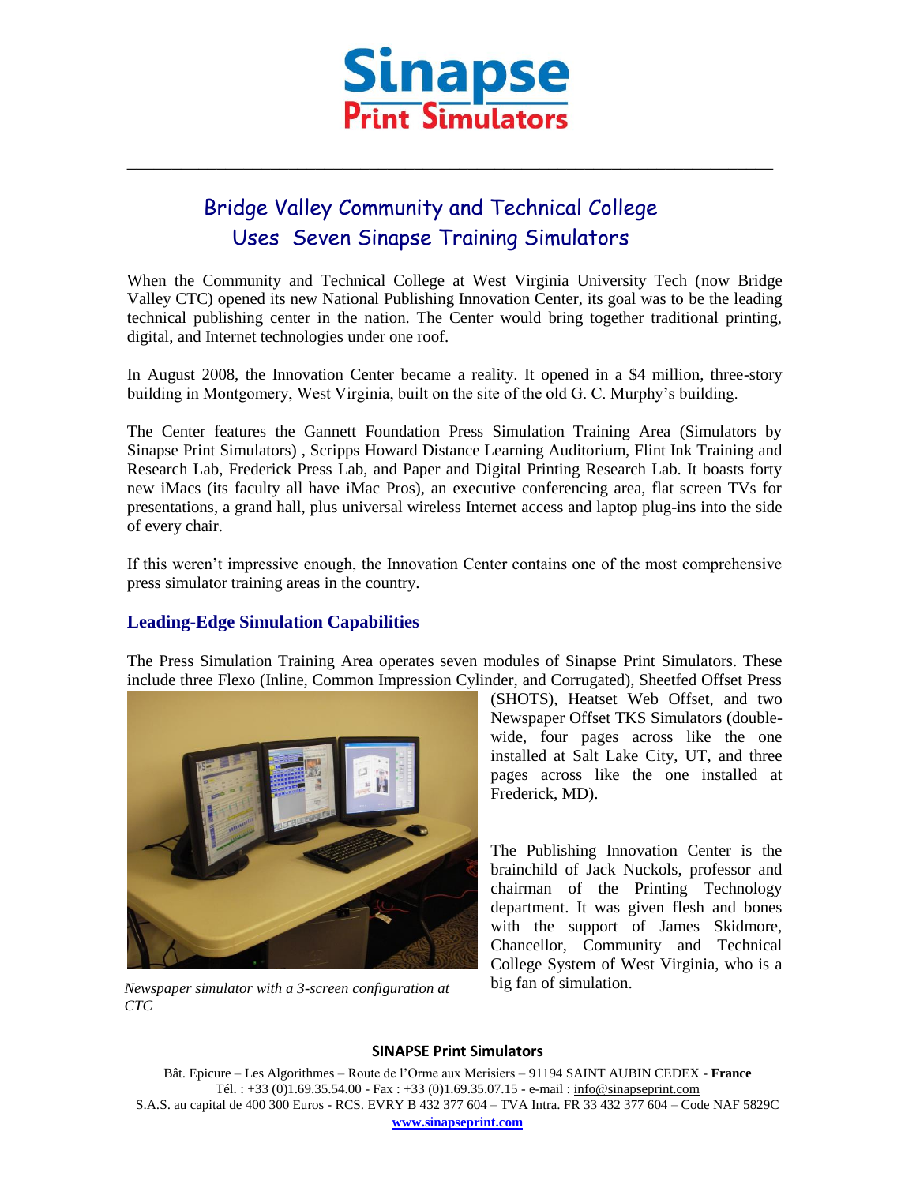# Bridge Valley Community and Technical College Uses Seven Sinapse Training Simulators

When the Community and Technical College at West Virginia University Tech (now Bridge Valley CTC) opened its new National Publishing Innovation Center, its goal was to be the leading technical publishing center in the nation. The Center would bring together traditional printing, digital, and Internet technologies under one roof.

In August 2008, the Innovation Center became a reality. It opened in a $4 million, three-story building in Montgomery, West Virginia, built on the site of the old G. C. Murphy's building.

The Center features the Gannett Foundation Press Simulation Training Area (Simulators by Sinapse Print Simulators) , Scripps Howard Distance Learning Auditorium, Flint Ink Training and Research Lab, Frederick Press Lab, and Paper and Digital Printing Research Lab. It boasts forty new iMacs (its faculty all have iMac Pros), an executive conferencing area, flat screen TVs for presentations, a grand hall, plus universal wireless Internet access and laptop plug-ins into the side of every chair.

If this weren't impressive enough, the Innovation Center contains one of the most comprehensive press simulator training areas in the country.

## Leading-Edge Simulation Capabilities

The Press Simulation Training Area operates seven modules of Sinapse Print Simulators. These include three Flexo (Inline, Common Impression Cylinder, and Corrugated), Sheetfed Offset Press (SHOTS), Heatset Web Offset, and two Newspaper Offset TKS Simulators (double-wide, four pages across like the one installed at Salt Lake City, UT, and three pages across like the one installed at Frederick, MD).

*Newspaper simulator with a 3-screen configuration at CTC*

The Publishing Innovation Center is the brainchild of Jack Nuckols, professor and chairman of the Printing Technology department. It was given flesh and bones with the support of James Skidmore, Chancellor, Community and Technical College System of West Virginia, who is a big fan of simulation.

**SINAPSE Print Simulators**

Bât. Epicure – Les Algorithmes – Route de l'Orme aux Merisiers – 91194 SAINT AUBIN CEDEX - **France**
Tél. : +33 (0)1.69.35.54.00 - Fax : +33 (0)1.69.35.07.15 - e-mail : info@sinapseprint.com
S.A.S. au capital de 400 300 Euros - RCS. EVRY B 432 377 604 – TVA Intra. FR 33 432 377 604 – Code NAF 5829C
**www.sinapseprint.com**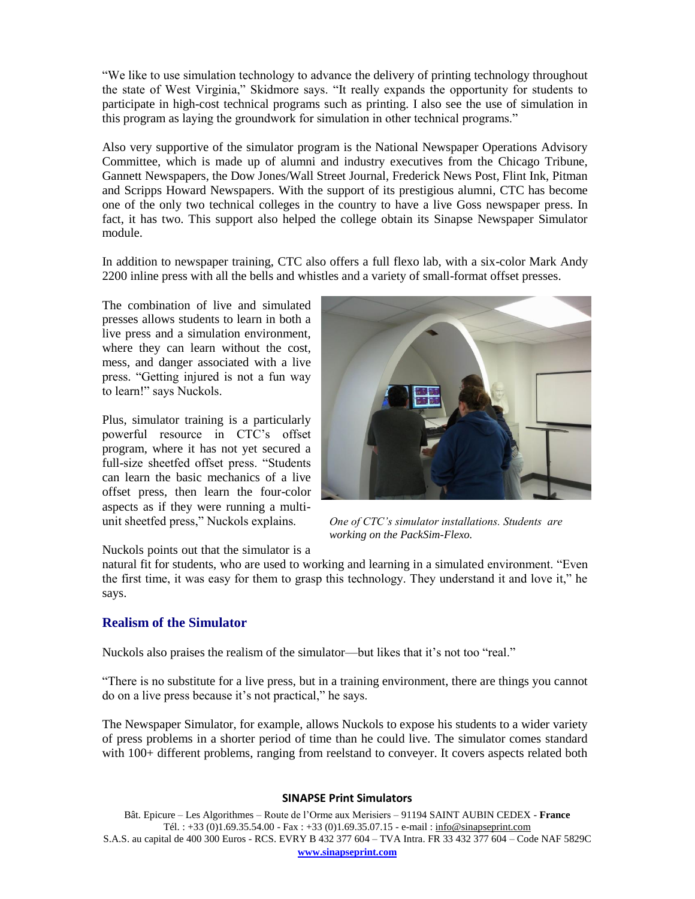"We like to use simulation technology to advance the delivery of printing technology throughout the state of West Virginia," Skidmore says. "It really expands the opportunity for students to participate in high-cost technical programs such as printing. I also see the use of simulation in this program as laying the groundwork for simulation in other technical programs."

Also very supportive of the simulator program is the National Newspaper Operations Advisory Committee, which is made up of alumni and industry executives from the Chicago Tribune, Gannett Newspapers, the Dow Jones/Wall Street Journal, Frederick News Post, Flint Ink, Pitman and Scripps Howard Newspapers. With the support of its prestigious alumni, CTC has become one of the only two technical colleges in the country to have a live Goss newspaper press. In fact, it has two. This support also helped the college obtain its Sinapse Newspaper Simulator module.

In addition to newspaper training, CTC also offers a full flexo lab, with a six-color Mark Andy 2200 inline press with all the bells and whistles and a variety of small-format offset presses.

The combination of live and simulated presses allows students to learn in both a live press and a simulation environment, where they can learn without the cost, mess, and danger associated with a live press. "Getting injured is not a fun way to learn!" says Nuckols.

Plus, simulator training is a particularly powerful resource in CTC's offset program, where it has not yet secured a full-size sheetfed offset press. "Students can learn the basic mechanics of a live offset press, then learn the four-color aspects as if they were running a multi-unit sheetfed press," Nuckols explains.

*One of CTC's simulator installations. Students are working on the PackSim-Flexo.*

Nuckols points out that the simulator is a natural fit for students, who are used to working and learning in a simulated environment. "Even the first time, it was easy for them to grasp this technology. They understand it and love it," he says.

## Realism of the Simulator

Nuckols also praises the realism of the simulator—but likes that it's not too "real."

"There is no substitute for a live press, but in a training environment, there are things you cannot do on a live press because it's not practical," he says.

The Newspaper Simulator, for example, allows Nuckols to expose his students to a wider variety of press problems in a shorter period of time than he could live. The simulator comes standard with 100+ different problems, ranging from reelstand to conveyer. It covers aspects related both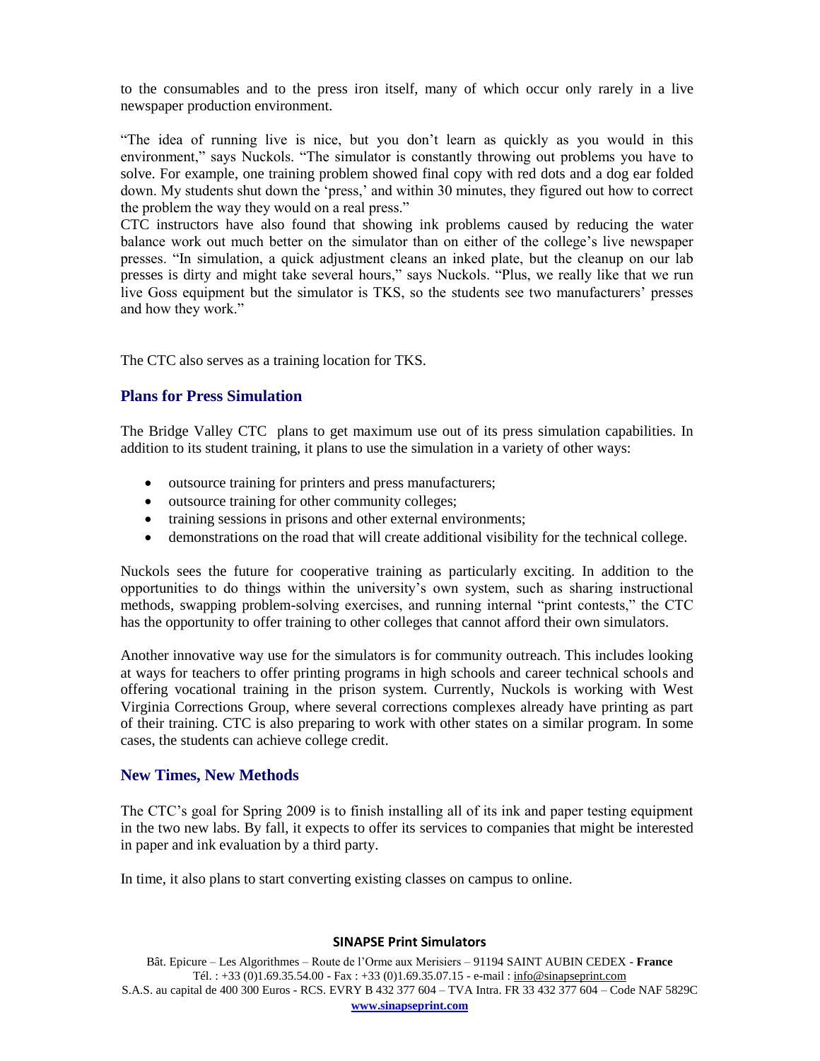to the consumables and to the press iron itself, many of which occur only rarely in a live newspaper production environment.

"The idea of running live is nice, but you don't learn as quickly as you would in this environment," says Nuckols. "The simulator is constantly throwing out problems you have to solve. For example, one training problem showed final copy with red dots and a dog ear folded down. My students shut down the 'press,' and within 30 minutes, they figured out how to correct the problem the way they would on a real press."

CTC instructors have also found that showing ink problems caused by reducing the water balance work out much better on the simulator than on either of the college's live newspaper presses. "In simulation, a quick adjustment cleans an inked plate, but the cleanup on our lab presses is dirty and might take several hours," says Nuckols. "Plus, we really like that we run live Goss equipment but the simulator is TKS, so the students see two manufacturers' presses and how they work."

The CTC also serves as a training location for TKS.

## Plans for Press Simulation

The Bridge Valley CTC plans to get maximum use out of its press simulation capabilities. In addition to its student training, it plans to use the simulation in a variety of other ways:

- outsource training for printers and press manufacturers;
- outsource training for other community colleges;
- training sessions in prisons and other external environments;
- demonstrations on the road that will create additional visibility for the technical college.

Nuckols sees the future for cooperative training as particularly exciting. In addition to the opportunities to do things within the university's own system, such as sharing instructional methods, swapping problem-solving exercises, and running internal "print contests," the CTC has the opportunity to offer training to other colleges that cannot afford their own simulators.

Another innovative way use for the simulators is for community outreach. This includes looking at ways for teachers to offer printing programs in high schools and career technical schools and offering vocational training in the prison system. Currently, Nuckols is working with West Virginia Corrections Group, where several corrections complexes already have printing as part of their training. CTC is also preparing to work with other states on a similar program. In some cases, the students can achieve college credit.

## New Times, New Methods

The CTC's goal for Spring 2009 is to finish installing all of its ink and paper testing equipment in the two new labs. By fall, it expects to offer its services to companies that might be interested in paper and ink evaluation by a third party.

In time, it also plans to start converting existing classes on campus to online.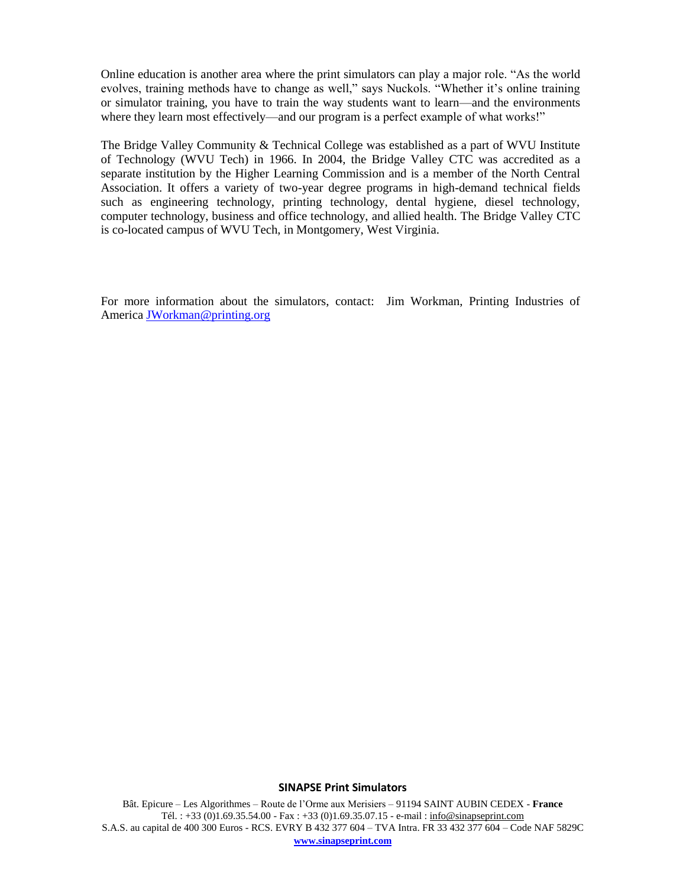Online education is another area where the print simulators can play a major role. “As the world evolves, training methods have to change as well,” says Nuckols. “Whether it’s online training or simulator training, you have to train the way students want to learn—and the environments where they learn most effectively—and our program is a perfect example of what works!”

The Bridge Valley Community & Technical College was established as a part of WVU Institute of Technology (WVU Tech) in 1966. In 2004, the Bridge Valley CTC was accredited as a separate institution by the Higher Learning Commission and is a member of the North Central Association. It offers a variety of two-year degree programs in high-demand technical fields such as engineering technology, printing technology, dental hygiene, diesel technology, computer technology, business and office technology, and allied health. The Bridge Valley CTC is co-located campus of WVU Tech, in Montgomery, West Virginia.

For more information about the simulators, contact: Jim Workman, Printing Industries of America [JWorkman@printing.org](mailto:JWorkman@printing.org)